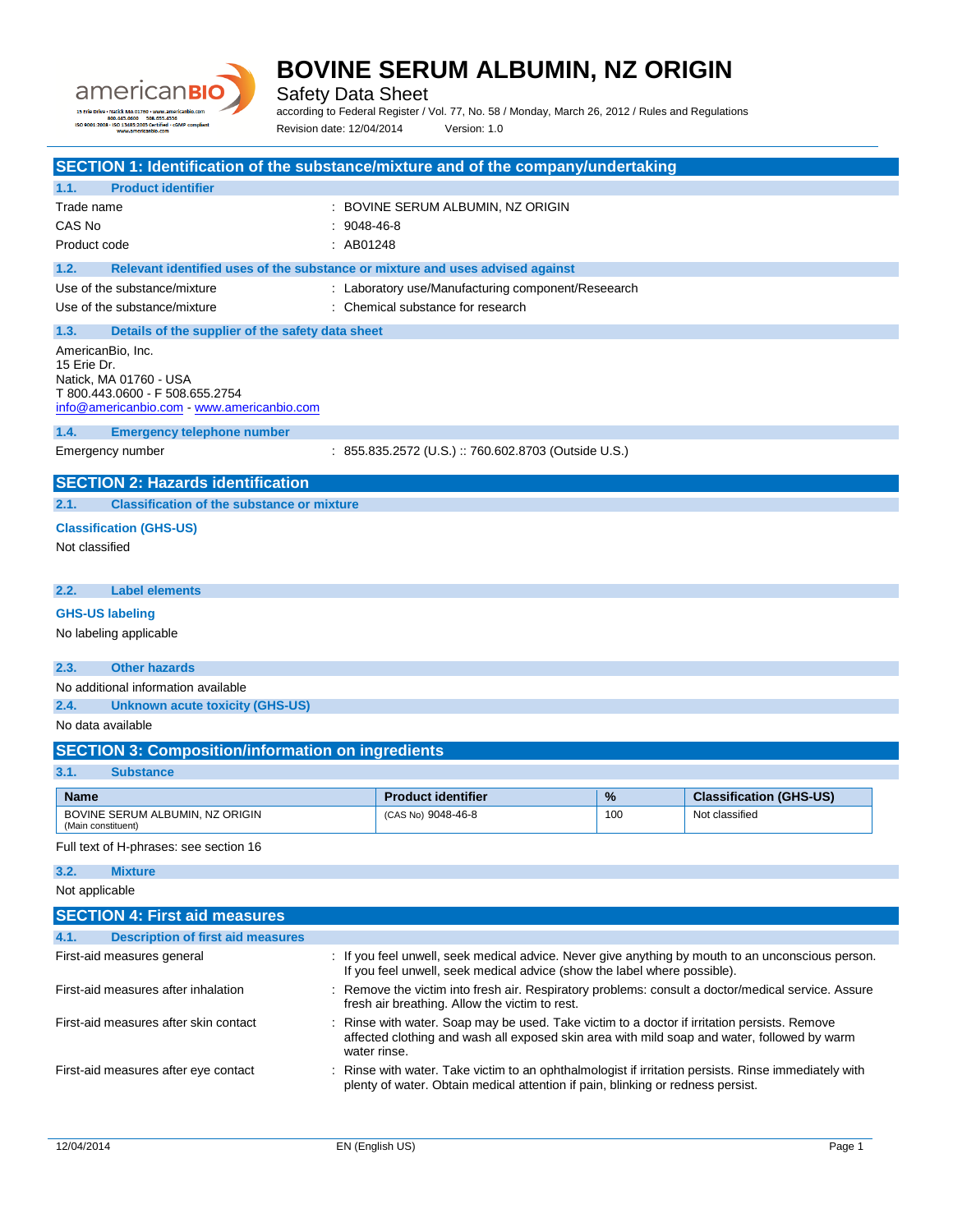# BOVINE SERUM ALBUMIN, NZ ORIGIN

Safety Data Sheet

according to Federal Register / Vol. 77, No. 58 / Monday, March 26, 2012 / Rules and Regulations

Revision date: 12/04/2014 Version: 1.0

## SECTION 1: Identification of the substance/mixture and of the company/undertaking

### 1.1. Product identifier

| | |
|---|---|
| Trade name | : BOVINE SERUM ALBUMIN, NZ ORIGIN |
| CAS No | : 9048-46-8 |
| Product code | : AB01248 |

### 1.2. Relevant identified uses of the substance or mixture and uses advised against

| | |
|---|---|
| Use of the substance/mixture | : Laboratory use/Manufacturing component/Reseearch |
| Use of the substance/mixture | : Chemical substance for research |

### 1.3. Details of the supplier of the safety data sheet

AmericanBio, Inc.
15 Erie Dr.
Natick, MA 01760 - USA
T 800.443.0600 - F 508.655.2754
info@americanbio.com - www.americanbio.com

### 1.4. Emergency telephone number

| | |
|---|---|
| Emergency number | : 855.835.2572 (U.S.) :: 760.602.8703 (Outside U.S.) |

## SECTION 2: Hazards identification

### 2.1. Classification of the substance or mixture

**Classification (GHS-US)**

Not classified

### 2.2. Label elements

**GHS-US labeling**

No labeling applicable

### 2.3. Other hazards

No additional information available

### 2.4. Unknown acute toxicity (GHS-US)

No data available

## SECTION 3: Composition/information on ingredients

### 3.1. Substance

| Name | Product identifier | % | Classification (GHS-US) |
|---|---|---|---|
| BOVINE SERUM ALBUMIN, NZ ORIGIN (Main constituent) | (CAS No) 9048-46-8 | 100 | Not classified |

Full text of H-phrases: see section 16

### 3.2. Mixture

Not applicable

## SECTION 4: First aid measures

### 4.1. Description of first aid measures

| | |
|---|---|
| First-aid measures general | : If you feel unwell, seek medical advice. Never give anything by mouth to an unconscious person. If you feel unwell, seek medical advice (show the label where possible). |
| First-aid measures after inhalation | : Remove the victim into fresh air. Respiratory problems: consult a doctor/medical service. Assure fresh air breathing. Allow the victim to rest. |
| First-aid measures after skin contact | : Rinse with water. Soap may be used. Take victim to a doctor if irritation persists. Remove affected clothing and wash all exposed skin area with mild soap and water, followed by warm water rinse. |
| First-aid measures after eye contact | : Rinse with water. Take victim to an ophthalmologist if irritation persists. Rinse immediately with plenty of water. Obtain medical attention if pain, blinking or redness persist. |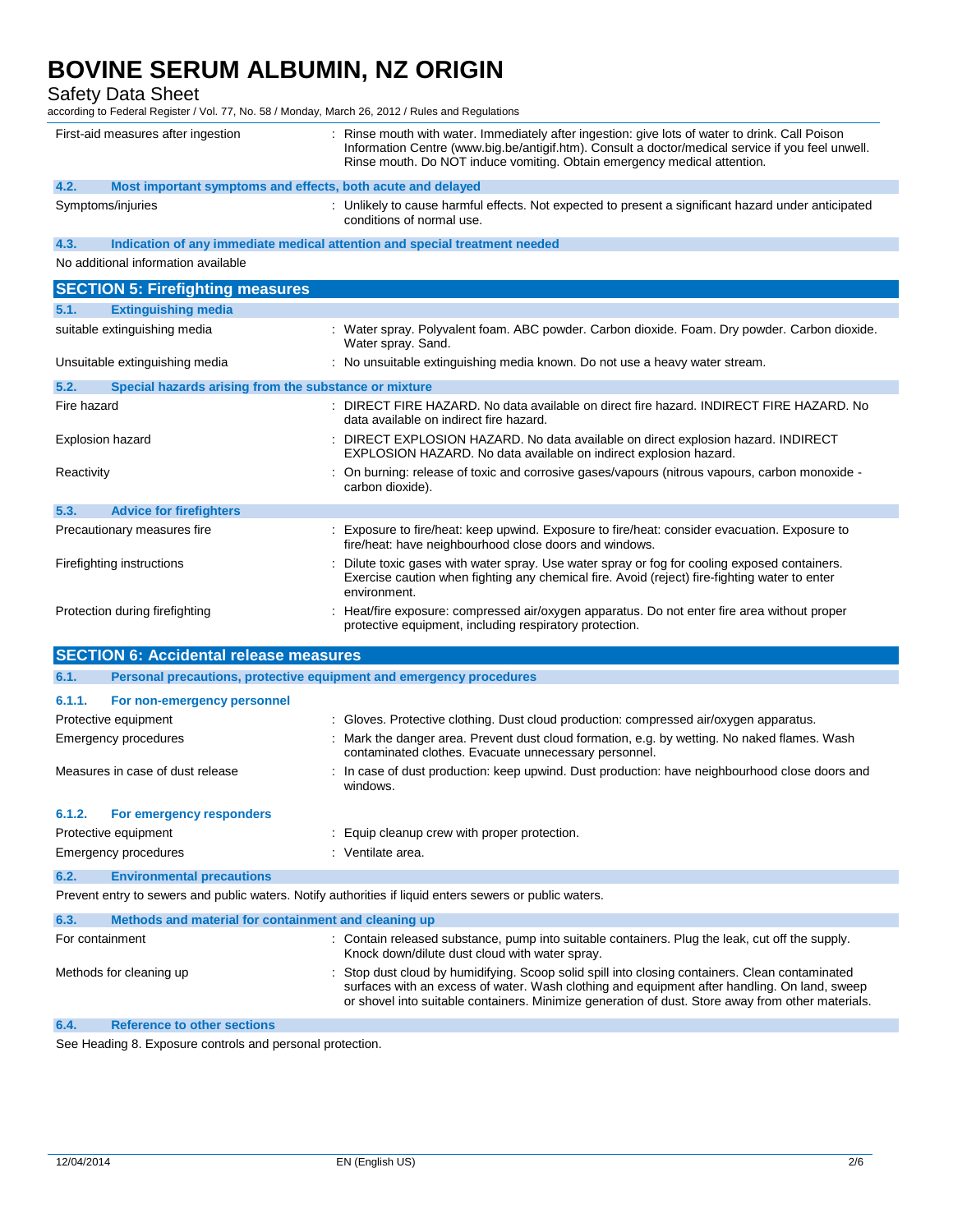| | |
|---|---|
| First-aid measures after ingestion | : Rinse mouth with water. Immediately after ingestion: give lots of water to drink. Call Poison Information Centre (www.big.be/antigif.htm). Consult a doctor/medical service if you feel unwell. Rinse mouth. Do NOT induce vomiting. Obtain emergency medical attention. |

### 4.2. Most important symptoms and effects, both acute and delayed

| | |
|---|---|
| Symptoms/injuries | : Unlikely to cause harmful effects. Not expected to present a significant hazard under anticipated conditions of normal use. |

### 4.3. Indication of any immediate medical attention and special treatment needed

No additional information available

## SECTION 5: Firefighting measures

### 5.1. Extinguishing media

| | |
|---|---|
| suitable extinguishing media | : Water spray. Polyvalent foam. ABC powder. Carbon dioxide. Foam. Dry powder. Carbon dioxide. Water spray. Sand. |
| Unsuitable extinguishing media | : No unsuitable extinguishing media known. Do not use a heavy water stream. |

### 5.2. Special hazards arising from the substance or mixture

| | |
|---|---|
| Fire hazard | : DIRECT FIRE HAZARD. No data available on direct fire hazard. INDIRECT FIRE HAZARD. No data available on indirect fire hazard. |
| Explosion hazard | : DIRECT EXPLOSION HAZARD. No data available on direct explosion hazard. INDIRECT EXPLOSION HAZARD. No data available on indirect explosion hazard. |
| Reactivity | : On burning: release of toxic and corrosive gases/vapours (nitrous vapours, carbon monoxide - carbon dioxide). |

### 5.3. Advice for firefighters

| | |
|---|---|
| Precautionary measures fire | : Exposure to fire/heat: keep upwind. Exposure to fire/heat: consider evacuation. Exposure to fire/heat: have neighbourhood close doors and windows. |
| Firefighting instructions | : Dilute toxic gases with water spray. Use water spray or fog for cooling exposed containers. Exercise caution when fighting any chemical fire. Avoid (reject) fire-fighting water to enter environment. |
| Protection during firefighting | : Heat/fire exposure: compressed air/oxygen apparatus. Do not enter fire area without proper protective equipment, including respiratory protection. |

## SECTION 6: Accidental release measures

### 6.1. Personal precautions, protective equipment and emergency procedures

#### 6.1.1. For non-emergency personnel

| | |
|---|---|
| Protective equipment | : Gloves. Protective clothing. Dust cloud production: compressed air/oxygen apparatus. |
| Emergency procedures | : Mark the danger area. Prevent dust cloud formation, e.g. by wetting. No naked flames. Wash contaminated clothes. Evacuate unnecessary personnel. |
| Measures in case of dust release | : In case of dust production: keep upwind. Dust production: have neighbourhood close doors and windows. |

#### 6.1.2. For emergency responders

| | |
|---|---|
| Protective equipment | : Equip cleanup crew with proper protection. |
| Emergency procedures | : Ventilate area. |

### 6.2. Environmental precautions

Prevent entry to sewers and public waters. Notify authorities if liquid enters sewers or public waters.

### 6.3. Methods and material for containment and cleaning up

| | |
|---|---|
| For containment | : Contain released substance, pump into suitable containers. Plug the leak, cut off the supply. Knock down/dilute dust cloud with water spray. |
| Methods for cleaning up | : Stop dust cloud by humidifying. Scoop solid spill into closing containers. Clean contaminated surfaces with an excess of water. Wash clothing and equipment after handling. On land, sweep or shovel into suitable containers. Minimize generation of dust. Store away from other materials. |

### 6.4. Reference to other sections

See Heading 8. Exposure controls and personal protection.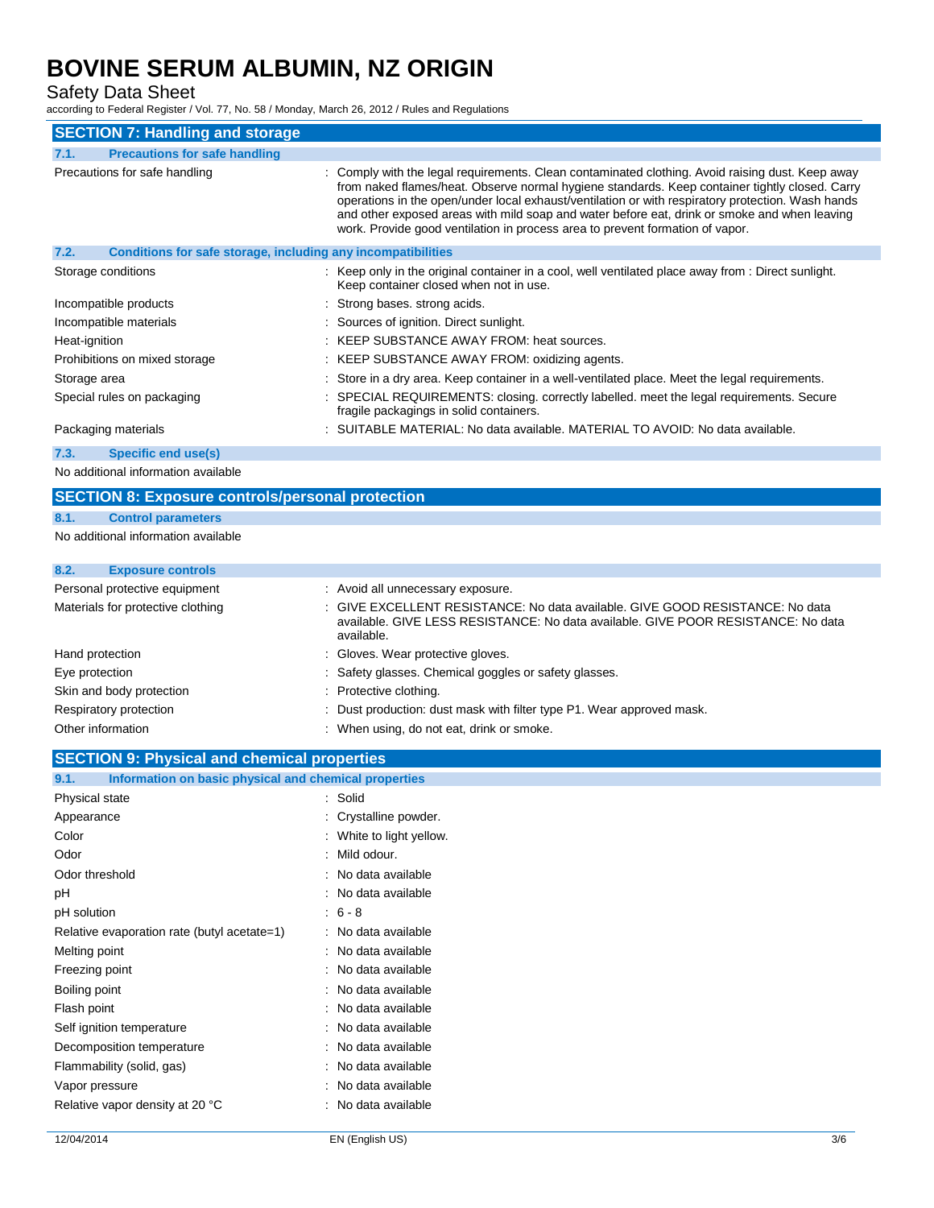## SECTION 7: Handling and storage

### 7.1. Precautions for safe handling

| | |
|---|---|
| Precautions for safe handling | : Comply with the legal requirements. Clean contaminated clothing. Avoid raising dust. Keep away from naked flames/heat. Observe normal hygiene standards. Keep container tightly closed. Carry operations in the open/under local exhaust/ventilation or with respiratory protection. Wash hands and other exposed areas with mild soap and water before eat, drink or smoke and when leaving work. Provide good ventilation in process area to prevent formation of vapor. |

### 7.2. Conditions for safe storage, including any incompatibilities

| | |
|---|---|
| Storage conditions | : Keep only in the original container in a cool, well ventilated place away from : Direct sunlight. Keep container closed when not in use. |
| Incompatible products | : Strong bases. strong acids. |
| Incompatible materials | : Sources of ignition. Direct sunlight. |
| Heat-ignition | : KEEP SUBSTANCE AWAY FROM: heat sources. |
| Prohibitions on mixed storage | : KEEP SUBSTANCE AWAY FROM: oxidizing agents. |
| Storage area | : Store in a dry area. Keep container in a well-ventilated place. Meet the legal requirements. |
| Special rules on packaging | : SPECIAL REQUIREMENTS: closing. correctly labelled. meet the legal requirements. Secure fragile packagings in solid containers. |
| Packaging materials | : SUITABLE MATERIAL: No data available. MATERIAL TO AVOID: No data available. |

### 7.3. Specific end use(s)

No additional information available

## SECTION 8: Exposure controls/personal protection

### 8.1. Control parameters

No additional information available

### 8.2. Exposure controls

| | |
|---|---|
| Personal protective equipment | : Avoid all unnecessary exposure. |
| Materials for protective clothing | : GIVE EXCELLENT RESISTANCE: No data available. GIVE GOOD RESISTANCE: No data available. GIVE LESS RESISTANCE: No data available. GIVE POOR RESISTANCE: No data available. |
| Hand protection | : Gloves. Wear protective gloves. |
| Eye protection | : Safety glasses. Chemical goggles or safety glasses. |
| Skin and body protection | : Protective clothing. |
| Respiratory protection | : Dust production: dust mask with filter type P1. Wear approved mask. |
| Other information | : When using, do not eat, drink or smoke. |

## SECTION 9: Physical and chemical properties

### 9.1. Information on basic physical and chemical properties

| | |
|---|---|
| Physical state | : Solid |
| Appearance | : Crystalline powder. |
| Color | : White to light yellow. |
| Odor | : Mild odour. |
| Odor threshold | : No data available |
| pH | : No data available |
| pH solution | : 6 - 8 |
| Relative evaporation rate (butyl acetate=1) | : No data available |
| Melting point | : No data available |
| Freezing point | : No data available |
| Boiling point | : No data available |
| Flash point | : No data available |
| Self ignition temperature | : No data available |
| Decomposition temperature | : No data available |
| Flammability (solid, gas) | : No data available |
| Vapor pressure | : No data available |
| Relative vapor density at 20 °C | : No data available |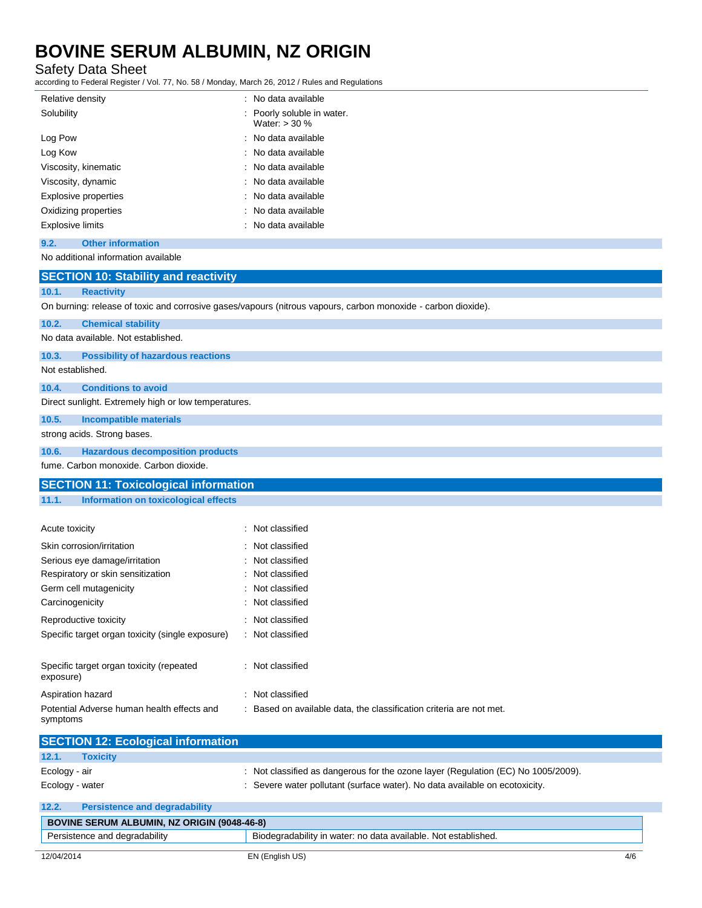| | |
|---|---|
| Relative density | : No data available |
| Solubility | : Poorly soluble in water.<br>Water: > 30 % |
| Log Pow | : No data available |
| Log Kow | : No data available |
| Viscosity, kinematic | : No data available |
| Viscosity, dynamic | : No data available |
| Explosive properties | : No data available |
| Oxidizing properties | : No data available |
| Explosive limits | : No data available |

### 9.2. Other information

No additional information available

## SECTION 10: Stability and reactivity

### 10.1. Reactivity

On burning: release of toxic and corrosive gases/vapours (nitrous vapours, carbon monoxide - carbon dioxide).

### 10.2. Chemical stability

No data available. Not established.

### 10.3. Possibility of hazardous reactions

Not established.

### 10.4. Conditions to avoid

Direct sunlight. Extremely high or low temperatures.

### 10.5. Incompatible materials

strong acids. Strong bases.

### 10.6. Hazardous decomposition products

fume. Carbon monoxide. Carbon dioxide.

## SECTION 11: Toxicological information

### 11.1. Information on toxicological effects

| | |
|---|---|
| Acute toxicity | : Not classified |
| Skin corrosion/irritation | : Not classified |
| Serious eye damage/irritation | : Not classified |
| Respiratory or skin sensitization | : Not classified |
| Germ cell mutagenicity | : Not classified |
| Carcinogenicity | : Not classified |
| Reproductive toxicity | : Not classified |
| Specific target organ toxicity (single exposure) | : Not classified |
| Specific target organ toxicity (repeated exposure) | : Not classified |
| Aspiration hazard | : Not classified |
| Potential Adverse human health effects and symptoms | : Based on available data, the classification criteria are not met. |

## SECTION 12: Ecological information

### 12.1. Toxicity

| | |
|---|---|
| Ecology - air | : Not classified as dangerous for the ozone layer (Regulation (EC) No 1005/2009). |
| Ecology - water | : Severe water pollutant (surface water). No data available on ecotoxicity. |

### 12.2. Persistence and degradability

| BOVINE SERUM ALBUMIN, NZ ORIGIN (9048-46-8) | |
|---|---|
| Persistence and degradability | Biodegradability in water: no data available. Not established. |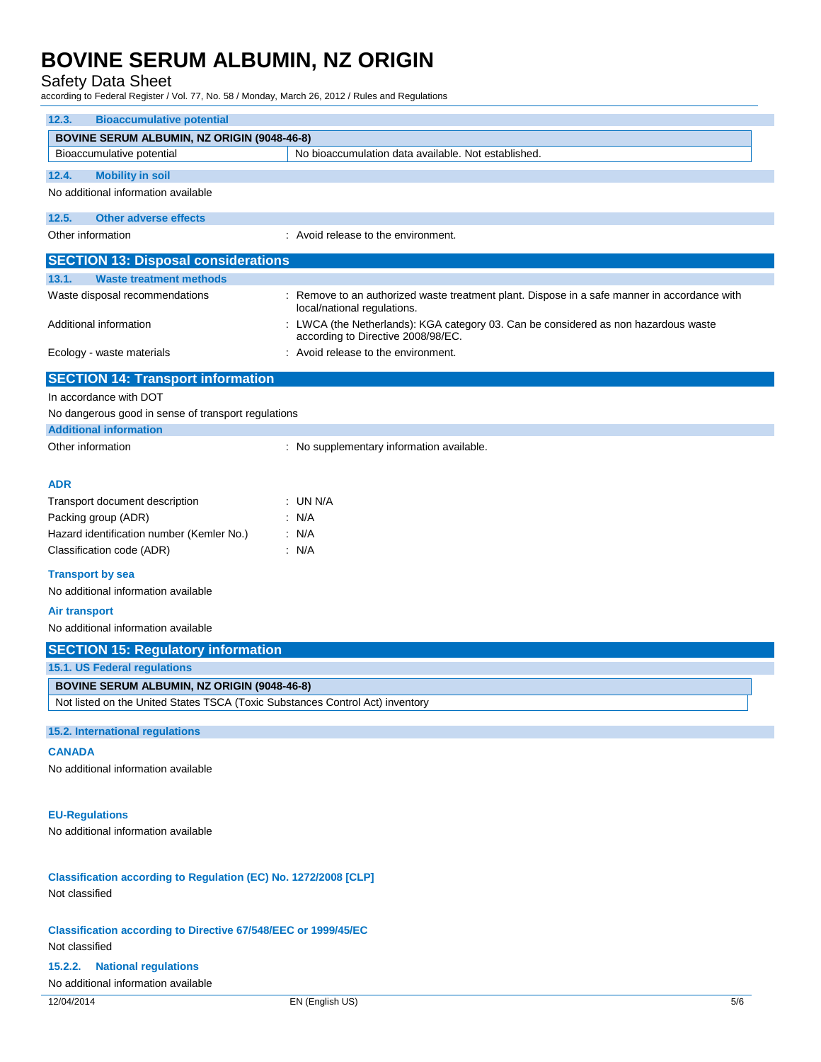### 12.3. Bioaccumulative potential

| BOVINE SERUM ALBUMIN, NZ ORIGIN (9048-46-8) | |
|---|---|
| Bioaccumulative potential | No bioaccumulation data available. Not established. |

### 12.4. Mobility in soil

No additional information available

### 12.5. Other adverse effects

Other information : Avoid release to the environment.

## SECTION 13: Disposal considerations

### 13.1. Waste treatment methods

Waste disposal recommendations : Remove to an authorized waste treatment plant. Dispose in a safe manner in accordance with local/national regulations.

Additional information : LWCA (the Netherlands): KGA category 03. Can be considered as non hazardous waste according to Directive 2008/98/EC.

Ecology - waste materials : Avoid release to the environment.

## SECTION 14: Transport information

In accordance with DOT

No dangerous good in sense of transport regulations

### Additional information

Other information : No supplementary information available.

**ADR**

Transport document description : UN N/A

Packing group (ADR) : N/A

Hazard identification number (Kemler No.) : N/A

Classification code (ADR) : N/A

**Transport by sea**

No additional information available

**Air transport**

No additional information available

## SECTION 15: Regulatory information

### 15.1. US Federal regulations

| BOVINE SERUM ALBUMIN, NZ ORIGIN (9048-46-8) |
|---|
| Not listed on the United States TSCA (Toxic Substances Control Act) inventory |

### 15.2. International regulations

**CANADA**

No additional information available

**EU-Regulations**

No additional information available

**Classification according to Regulation (EC) No. 1272/2008 [CLP]**

Not classified

**Classification according to Directive 67/548/EEC or 1999/45/EC**

Not classified

#### 15.2.2. National regulations

No additional information available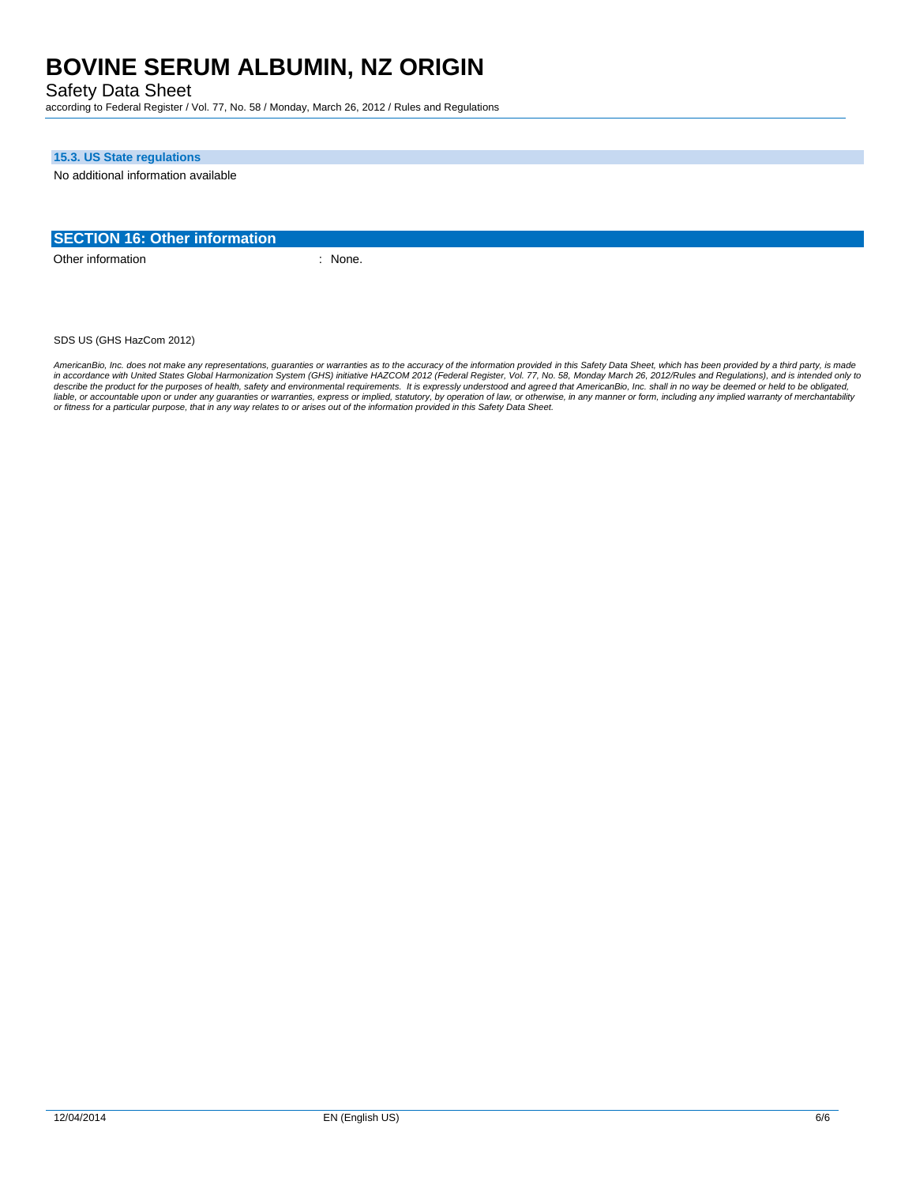### 15.3. US State regulations

No additional information available

## SECTION 16: Other information

Other information : None.

SDS US (GHS HazCom 2012)

*AmericanBio, Inc. does not make any representations, guaranties or warranties as to the accuracy of the information provided in this Safety Data Sheet, which has been provided by a third party, is made in accordance with United States Global Harmonization System (GHS) initiative HAZCOM 2012 (Federal Register, Vol. 77, No. 58, Monday March 26, 2012/Rules and Regulations), and is intended only to describe the product for the purposes of health, safety and environmental requirements. It is expressly understood and agreed that AmericanBio, Inc. shall in no way be deemed or held to be obligated, liable, or accountable upon or under any guaranties or warranties, express or implied, statutory, by operation of law, or otherwise, in any manner or form, including any implied warranty of merchantability or fitness for a particular purpose, that in any way relates to or arises out of the information provided in this Safety Data Sheet.*